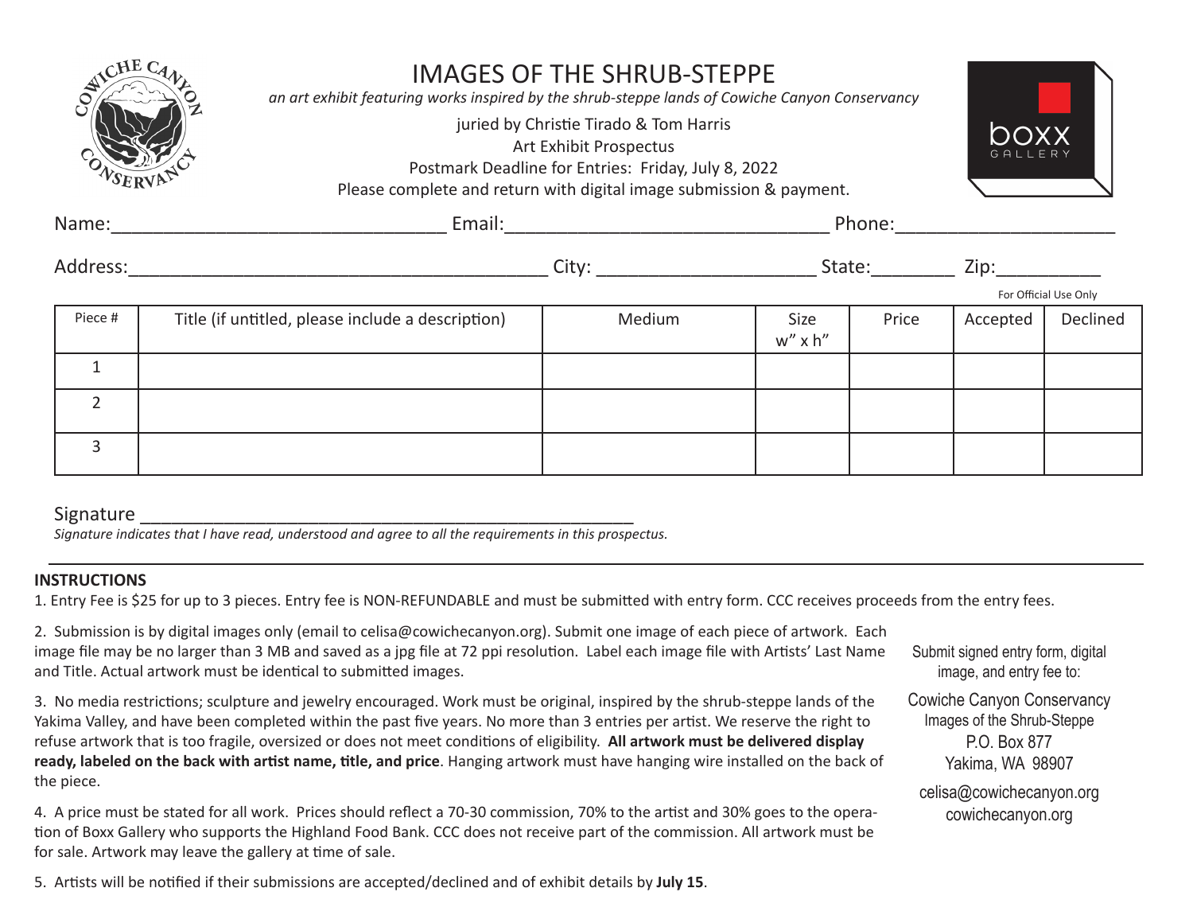# IMAGES OF THE SHRUB-STEPPE

*an art exhibit featuring works inspired by the shrub-steppe lands of Cowiche Canyon Conservancy*

juried by Christie Tirado & Tom Harris

Art Exhibit Prospectus

Postmark Deadline for Entries: Friday, July 8, 2022

Please complete and return with digital image submission & payment.

Name:_________________________________ Email:________________________________ Phone:_____________________

Address:_________________________________________ City: _____________________ State:________ Zip:__________

For Official Use Only

| Piece # | Title (if untitled, please include a description) | Medium | Size w" x h" | Price | Accepted | Declined |
|---|---|---|---|---|---|---|
| 1 | | | | | | |
| 2 | | | | | | |
| 3 | | | | | | |

Signature ___________________________________________________

*Signature indicates that I have read, understood and agree to all the requirements in this prospectus.*

---

**INSTRUCTIONS**

1. Entry Fee is $25 for up to 3 pieces. Entry fee is NON-REFUNDABLE and must be submitted with entry form. CCC receives proceeds from the entry fees.

2. Submission is by digital images only (email to celisa@cowichecanyon.org). Submit one image of each piece of artwork. Each image file may be no larger than 3 MB and saved as a jpg file at 72 ppi resolution. Label each image file with Artists' Last Name and Title. Actual artwork must be identical to submitted images.

3. No media restrictions; sculpture and jewelry encouraged. Work must be original, inspired by the shrub-steppe lands of the Yakima Valley, and have been completed within the past five years. No more than 3 entries per artist. We reserve the right to refuse artwork that is too fragile, oversized or does not meet conditions of eligibility. **All artwork must be delivered display ready, labeled on the back with artist name, title, and price**. Hanging artwork must have hanging wire installed on the back of the piece.

4. A price must be stated for all work. Prices should reflect a 70-30 commission, 70% to the artist and 30% goes to the operation of Boxx Gallery who supports the Highland Food Bank. CCC does not receive part of the commission. All artwork must be for sale. Artwork may leave the gallery at time of sale.

5. Artists will be notified if their submissions are accepted/declined and of exhibit details by **July 15**.

Submit signed entry form, digital image, and entry fee to:

Cowiche Canyon Conservancy
Images of the Shrub-Steppe
P.O. Box 877
Yakima, WA 98907

celisa@cowichecanyon.org
cowichecanyon.org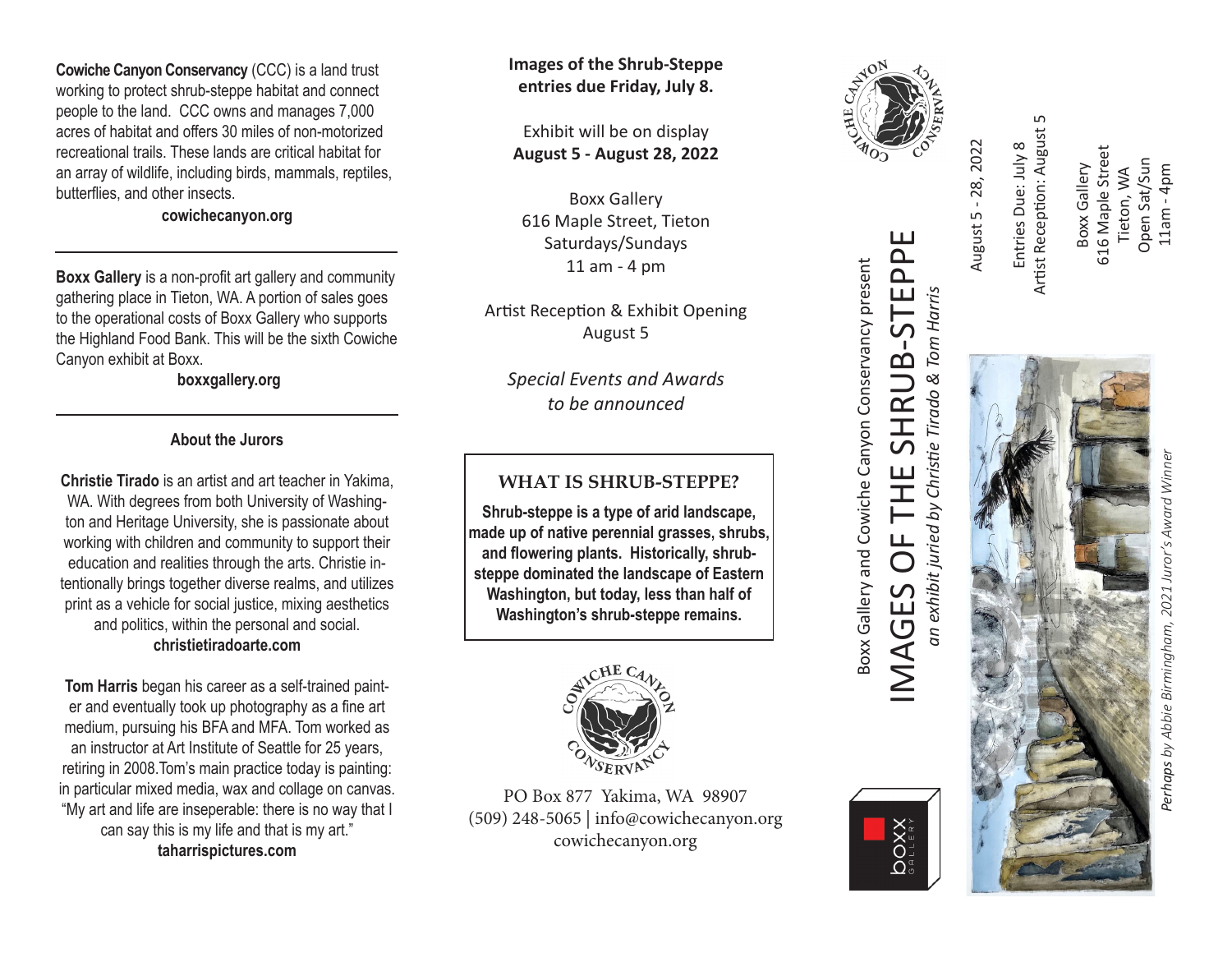**Cowiche Canyon Conservancy** (CCC) is a land trust working to protect shrub-steppe habitat and connect people to the land. CCC owns and manages 7,000 acres of habitat and offers 30 miles of non-motorized recreational trails. These lands are critical habitat for an array of wildlife, including birds, mammals, reptiles, butterflies, and other insects.

**cowichecanyon.org**

---

**Boxx Gallery** is a non-profit art gallery and community gathering place in Tieton, WA. A portion of sales goes to the operational costs of Boxx Gallery who supports the Highland Food Bank. This will be the sixth Cowiche Canyon exhibit at Boxx.

**boxxgallery.org**

---

### About the Jurors

**Christie Tirado** is an artist and art teacher in Yakima, WA. With degrees from both University of Washington and Heritage University, she is passionate about working with children and community to support their education and realities through the arts. Christie intentionally brings together diverse realms, and utilizes print as a vehicle for social justice, mixing aesthetics and politics, within the personal and social.
**christietiradoarte.com**

**Tom Harris** began his career as a self-trained painter and eventually took up photography as a fine art medium, pursuing his BFA and MFA. Tom worked as an instructor at Art Institute of Seattle for 25 years, retiring in 2008.Tom's main practice today is painting: in particular mixed media, wax and collage on canvas. "My art and life are inseperable: there is no way that I can say this is my life and that is my art."
**taharrispictures.com**

**Images of the Shrub-Steppe entries due Friday, July 8.**

Exhibit will be on display
**August 5 - August 28, 2022**

Boxx Gallery
616 Maple Street, Tieton
Saturdays/Sundays
11 am - 4 pm

Artist Reception & Exhibit Opening
August 5

*Special Events and Awards to be announced*

### WHAT IS SHRUB-STEPPE?

**Shrub-steppe is a type of arid landscape, made up of native perennial grasses, shrubs, and flowering plants. Historically, shrub-steppe dominated the landscape of Eastern Washington, but today, less than half of Washington's shrub-steppe remains.**

COWICHE CANYON CONSERVANCY

PO Box 877 Yakima, WA 98907
(509) 248-5065 | info@cowichecanyon.org
cowichecanyon.org

Boxx Gallery and Cowiche Canyon Conservancy present

# IMAGES OF THE SHRUB-STEPPE

*an exhibit juried by Christie Tirado & Tom Harris*

August 5 - 28, 2022

Entries Due: July 8
Artist Reception: August 5

Boxx Gallery
616 Maple Street
Tieton, WA
Open Sat/Sun
11am - 4pm

*Perhaps by Abbie Birmingham, 2021 Juror's Award Winner*